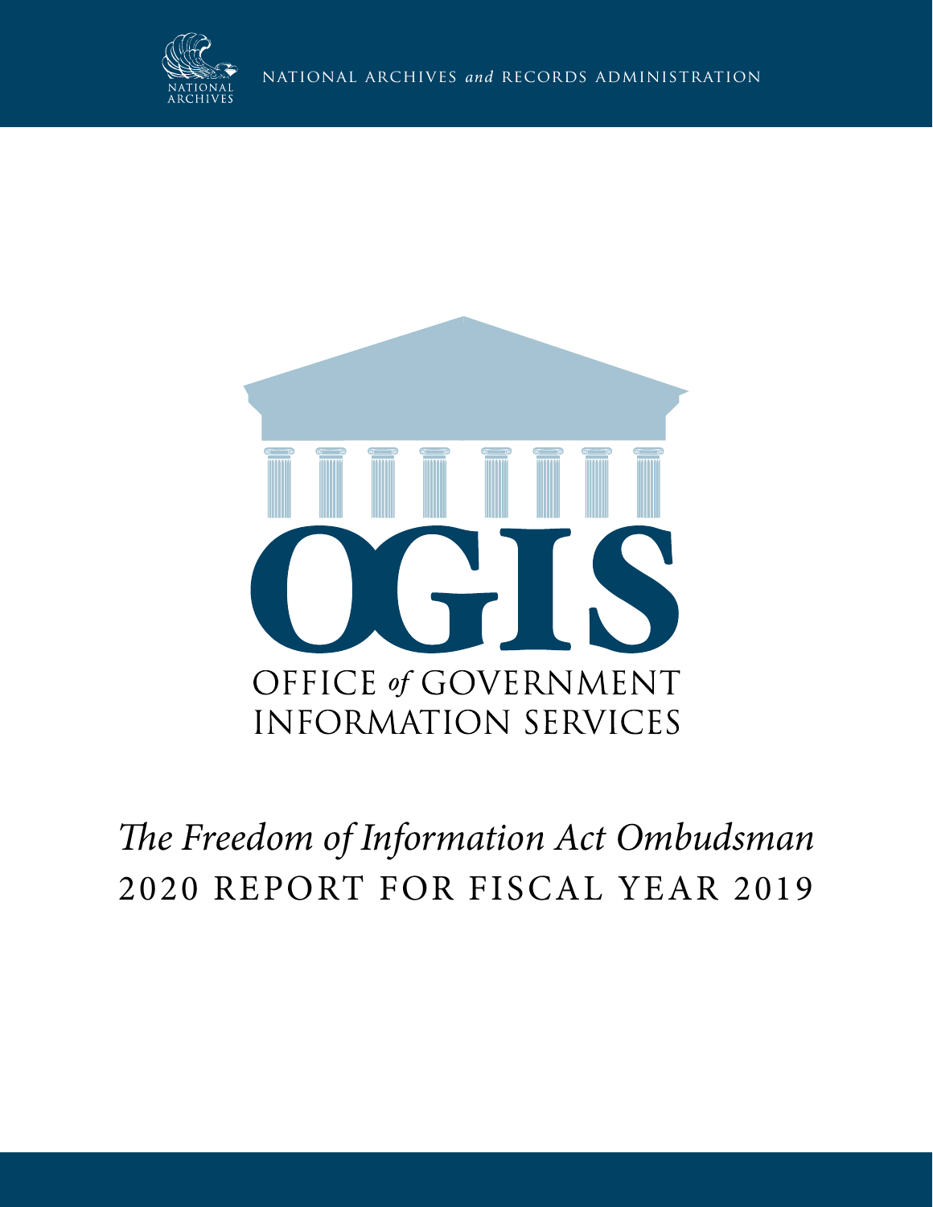NATIONAL ARCHIVES *and* RECORDS ADMINISTRATION

# OGIS

OFFICE *of* GOVERNMENT INFORMATION SERVICES

## *The Freedom of Information Act Ombudsman*

## 2020 REPORT FOR FISCAL YEAR 2019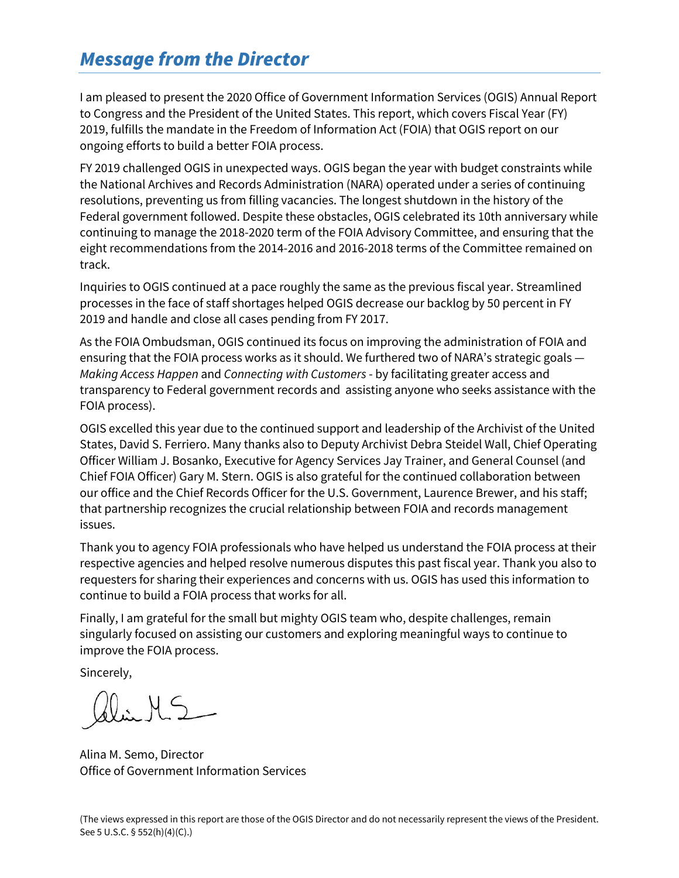## *Message from the Director*

I am pleased to present the 2020 Office of Government Information Services (OGIS) Annual Report to Congress and the President of the United States. This report, which covers Fiscal Year (FY) 2019, fulfills the mandate in the Freedom of Information Act (FOIA) that OGIS report on our ongoing efforts to build a better FOIA process.

FY 2019 challenged OGIS in unexpected ways. OGIS began the year with budget constraints while the National Archives and Records Administration (NARA) operated under a series of continuing resolutions, preventing us from filling vacancies. The longest shutdown in the history of the Federal government followed. Despite these obstacles, OGIS celebrated its 10th anniversary while continuing to manage the 2018-2020 term of the FOIA Advisory Committee, and ensuring that the eight recommendations from the 2014-2016 and 2016-2018 terms of the Committee remained on track.

Inquiries to OGIS continued at a pace roughly the same as the previous fiscal year. Streamlined processes in the face of staff shortages helped OGIS decrease our backlog by 50 percent in FY 2019 and handle and close all cases pending from FY 2017.

As the FOIA Ombudsman, OGIS continued its focus on improving the administration of FOIA and ensuring that the FOIA process works as it should. We furthered two of NARA's strategic goals — *Making Access Happen* and *Connecting with Customers* - by facilitating greater access and transparency to Federal government records and assisting anyone who seeks assistance with the FOIA process).

OGIS excelled this year due to the continued support and leadership of the Archivist of the United States, David S. Ferriero. Many thanks also to Deputy Archivist Debra Steidel Wall, Chief Operating Officer William J. Bosanko, Executive for Agency Services Jay Trainer, and General Counsel (and Chief FOIA Officer) Gary M. Stern. OGIS is also grateful for the continued collaboration between our office and the Chief Records Officer for the U.S. Government, Laurence Brewer, and his staff; that partnership recognizes the crucial relationship between FOIA and records management issues.

Thank you to agency FOIA professionals who have helped us understand the FOIA process at their respective agencies and helped resolve numerous disputes this past fiscal year. Thank you also to requesters for sharing their experiences and concerns with us. OGIS has used this information to continue to build a FOIA process that works for all.

Finally, I am grateful for the small but mighty OGIS team who, despite challenges, remain singularly focused on assisting our customers and exploring meaningful ways to continue to improve the FOIA process.

Sincerely,

Alina M. Semo, Director
Office of Government Information Services

(The views expressed in this report are those of the OGIS Director and do not necessarily represent the views of the President. See 5 U.S.C. § 552(h)(4)(C).)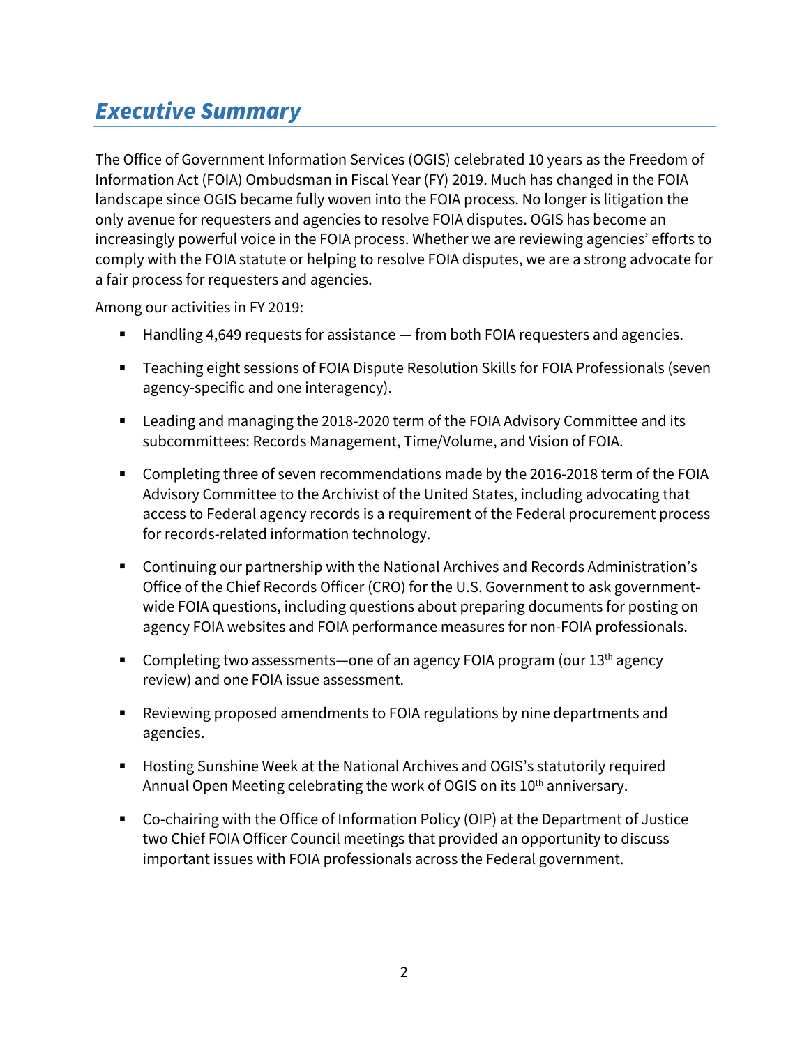# *Executive Summary*

The Office of Government Information Services (OGIS) celebrated 10 years as the Freedom of Information Act (FOIA) Ombudsman in Fiscal Year (FY) 2019. Much has changed in the FOIA landscape since OGIS became fully woven into the FOIA process. No longer is litigation the only avenue for requesters and agencies to resolve FOIA disputes. OGIS has become an increasingly powerful voice in the FOIA process. Whether we are reviewing agencies' efforts to comply with the FOIA statute or helping to resolve FOIA disputes, we are a strong advocate for a fair process for requesters and agencies.

Among our activities in FY 2019:

- Handling 4,649 requests for assistance — from both FOIA requesters and agencies.
- Teaching eight sessions of FOIA Dispute Resolution Skills for FOIA Professionals (seven agency-specific and one interagency).
- Leading and managing the 2018-2020 term of the FOIA Advisory Committee and its subcommittees: Records Management, Time/Volume, and Vision of FOIA.
- Completing three of seven recommendations made by the 2016-2018 term of the FOIA Advisory Committee to the Archivist of the United States, including advocating that access to Federal agency records is a requirement of the Federal procurement process for records-related information technology.
- Continuing our partnership with the National Archives and Records Administration's Office of the Chief Records Officer (CRO) for the U.S. Government to ask government-wide FOIA questions, including questions about preparing documents for posting on agency FOIA websites and FOIA performance measures for non-FOIA professionals.
- Completing two assessments—one of an agency FOIA program (our 13th agency review) and one FOIA issue assessment.
- Reviewing proposed amendments to FOIA regulations by nine departments and agencies.
- Hosting Sunshine Week at the National Archives and OGIS's statutorily required Annual Open Meeting celebrating the work of OGIS on its 10th anniversary.
- Co-chairing with the Office of Information Policy (OIP) at the Department of Justice two Chief FOIA Officer Council meetings that provided an opportunity to discuss important issues with FOIA professionals across the Federal government.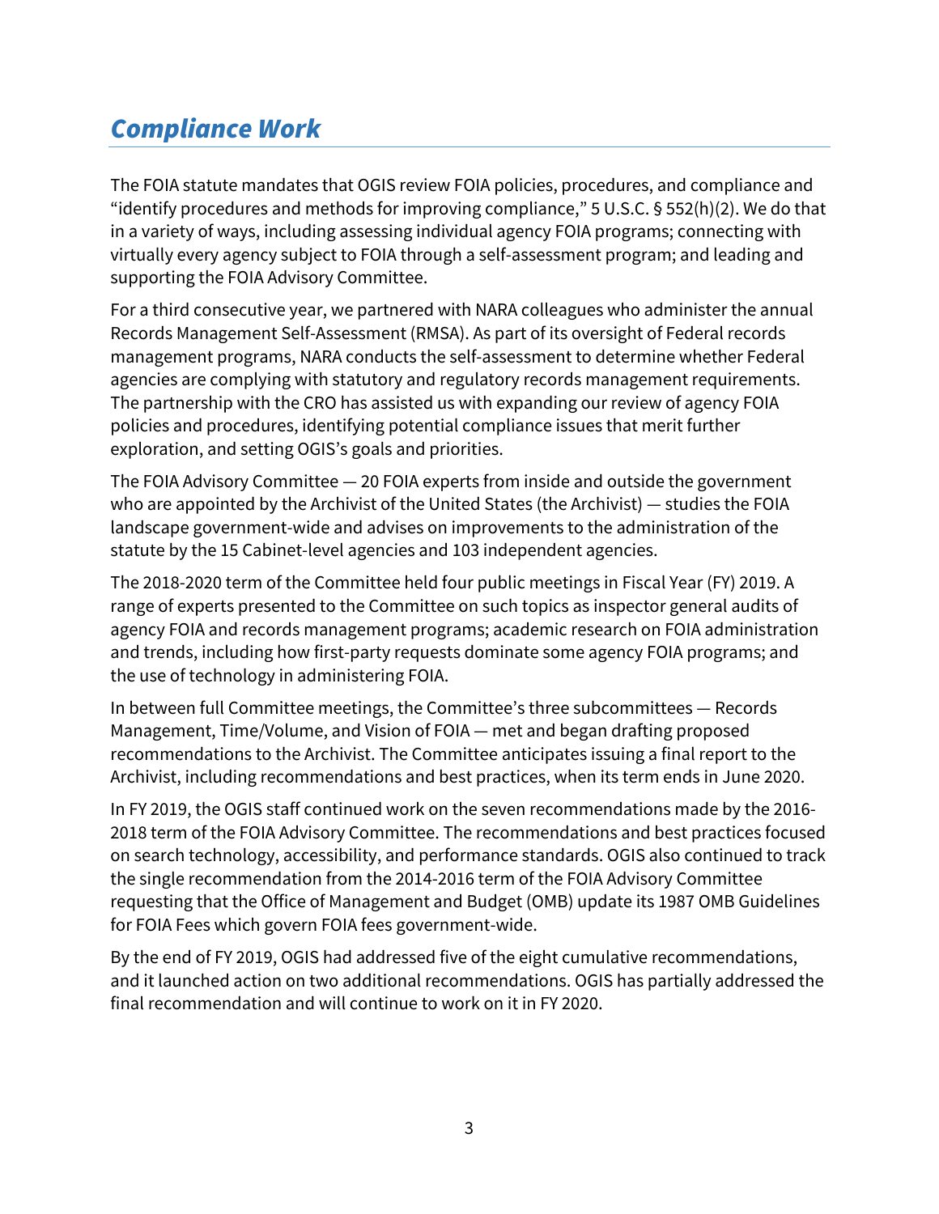## *Compliance Work*

The FOIA statute mandates that OGIS review FOIA policies, procedures, and compliance and "identify procedures and methods for improving compliance," 5 U.S.C. § 552(h)(2). We do that in a variety of ways, including assessing individual agency FOIA programs; connecting with virtually every agency subject to FOIA through a self-assessment program; and leading and supporting the FOIA Advisory Committee.

For a third consecutive year, we partnered with NARA colleagues who administer the annual Records Management Self-Assessment (RMSA). As part of its oversight of Federal records management programs, NARA conducts the self-assessment to determine whether Federal agencies are complying with statutory and regulatory records management requirements. The partnership with the CRO has assisted us with expanding our review of agency FOIA policies and procedures, identifying potential compliance issues that merit further exploration, and setting OGIS's goals and priorities.

The FOIA Advisory Committee — 20 FOIA experts from inside and outside the government who are appointed by the Archivist of the United States (the Archivist) — studies the FOIA landscape government-wide and advises on improvements to the administration of the statute by the 15 Cabinet-level agencies and 103 independent agencies.

The 2018-2020 term of the Committee held four public meetings in Fiscal Year (FY) 2019. A range of experts presented to the Committee on such topics as inspector general audits of agency FOIA and records management programs; academic research on FOIA administration and trends, including how first-party requests dominate some agency FOIA programs; and the use of technology in administering FOIA.

In between full Committee meetings, the Committee's three subcommittees — Records Management, Time/Volume, and Vision of FOIA — met and began drafting proposed recommendations to the Archivist. The Committee anticipates issuing a final report to the Archivist, including recommendations and best practices, when its term ends in June 2020.

In FY 2019, the OGIS staff continued work on the seven recommendations made by the 2016-2018 term of the FOIA Advisory Committee. The recommendations and best practices focused on search technology, accessibility, and performance standards. OGIS also continued to track the single recommendation from the 2014-2016 term of the FOIA Advisory Committee requesting that the Office of Management and Budget (OMB) update its 1987 OMB Guidelines for FOIA Fees which govern FOIA fees government-wide.

By the end of FY 2019, OGIS had addressed five of the eight cumulative recommendations, and it launched action on two additional recommendations. OGIS has partially addressed the final recommendation and will continue to work on it in FY 2020.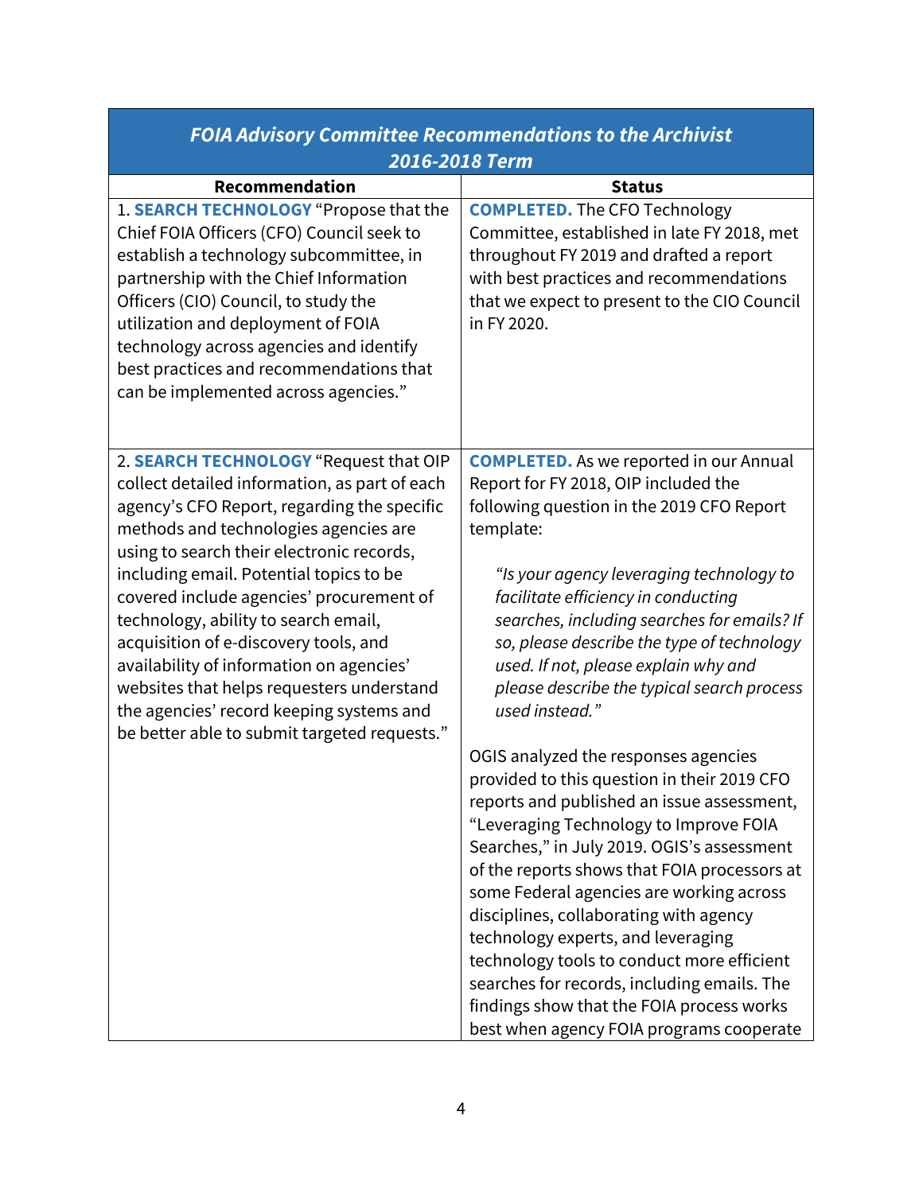| *FOIA Advisory Committee Recommendations to the Archivist 2016-2018 Term* | |
|---|---|
| **Recommendation** | **Status** |
| 1. **SEARCH TECHNOLOGY** "Propose that the Chief FOIA Officers (CFO) Council seek to establish a technology subcommittee, in partnership with the Chief Information Officers (CIO) Council, to study the utilization and deployment of FOIA technology across agencies and identify best practices and recommendations that can be implemented across agencies." | **COMPLETED.** The CFO Technology Committee, established in late FY 2018, met throughout FY 2019 and drafted a report with best practices and recommendations that we expect to present to the CIO Council in FY 2020. |
| 2. **SEARCH TECHNOLOGY** "Request that OIP collect detailed information, as part of each agency's CFO Report, regarding the specific methods and technologies agencies are using to search their electronic records, including email. Potential topics to be covered include agencies' procurement of technology, ability to search email, acquisition of e-discovery tools, and availability of information on agencies' websites that helps requesters understand the agencies' record keeping systems and be better able to submit targeted requests." | **COMPLETED.** As we reported in our Annual Report for FY 2018, OIP included the following question in the 2019 CFO Report template: *"Is your agency leveraging technology to facilitate efficiency in conducting searches, including searches for emails? If so, please describe the type of technology used. If not, please explain why and please describe the typical search process used instead."* OGIS analyzed the responses agencies provided to this question in their 2019 CFO reports and published an issue assessment, "Leveraging Technology to Improve FOIA Searches," in July 2019. OGIS's assessment of the reports shows that FOIA processors at some Federal agencies are working across disciplines, collaborating with agency technology experts, and leveraging technology tools to conduct more efficient searches for records, including emails. The findings show that the FOIA process works best when agency FOIA programs cooperate |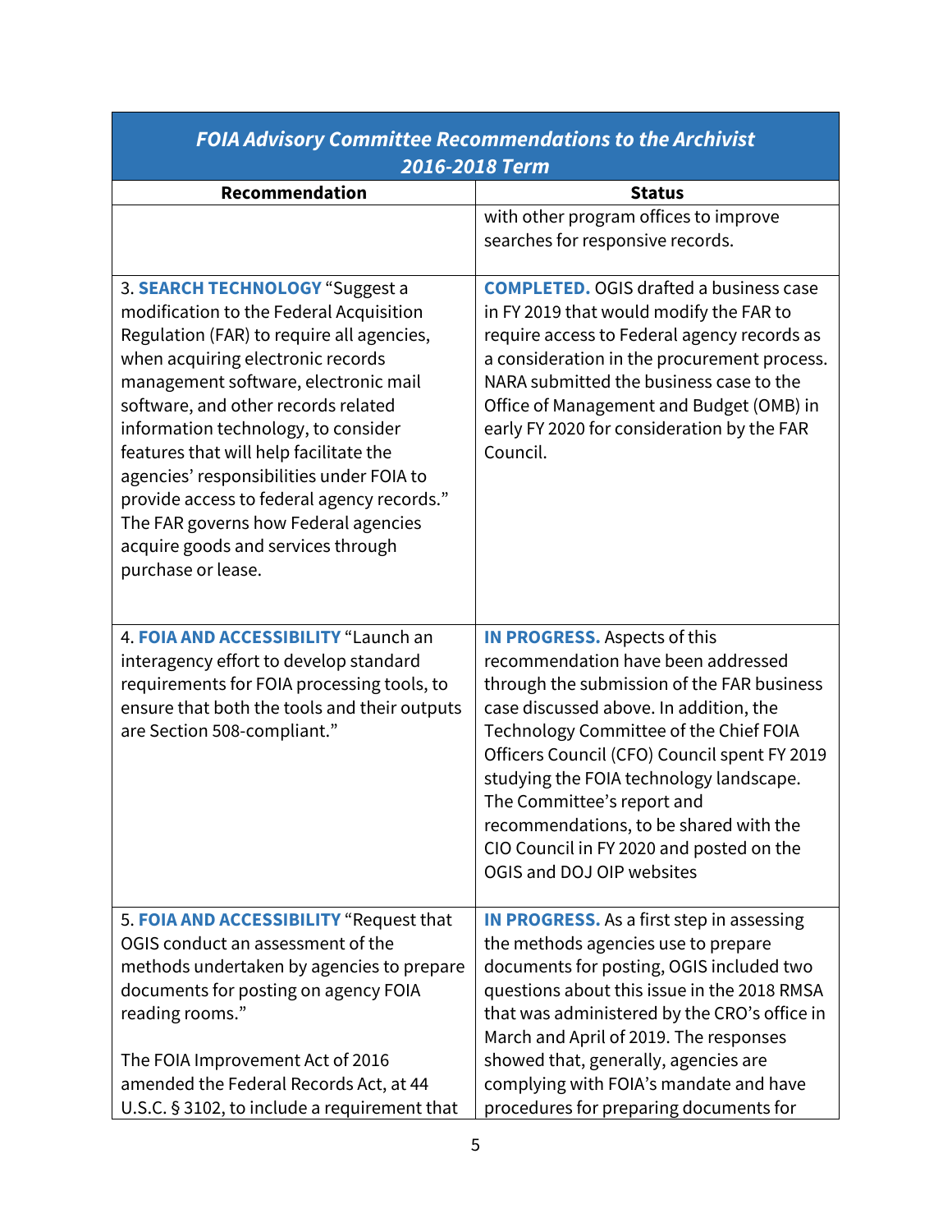| *FOIA Advisory Committee Recommendations to the Archivist 2016-2018 Term* | |
|---|---|
| **Recommendation** | **Status** |
| | with other program offices to improve searches for responsive records. |
| 3. **SEARCH TECHNOLOGY** "Suggest a modification to the Federal Acquisition Regulation (FAR) to require all agencies, when acquiring electronic records management software, electronic mail software, and other records related information technology, to consider features that will help facilitate the agencies' responsibilities under FOIA to provide access to federal agency records." The FAR governs how Federal agencies acquire goods and services through purchase or lease. | **COMPLETED.** OGIS drafted a business case in FY 2019 that would modify the FAR to require access to Federal agency records as a consideration in the procurement process. NARA submitted the business case to the Office of Management and Budget (OMB) in early FY 2020 for consideration by the FAR Council. |
| 4. **FOIA AND ACCESSIBILITY** "Launch an interagency effort to develop standard requirements for FOIA processing tools, to ensure that both the tools and their outputs are Section 508-compliant." | **IN PROGRESS.** Aspects of this recommendation have been addressed through the submission of the FAR business case discussed above. In addition, the Technology Committee of the Chief FOIA Officers Council (CFO) Council spent FY 2019 studying the FOIA technology landscape. The Committee's report and recommendations, to be shared with the CIO Council in FY 2020 and posted on the OGIS and DOJ OIP websites |
| 5. **FOIA AND ACCESSIBILITY** "Request that OGIS conduct an assessment of the methods undertaken by agencies to prepare documents for posting on agency FOIA reading rooms."<br><br>The FOIA Improvement Act of 2016 amended the Federal Records Act, at 44 U.S.C. § 3102, to include a requirement that | **IN PROGRESS.** As a first step in assessing the methods agencies use to prepare documents for posting, OGIS included two questions about this issue in the 2018 RMSA that was administered by the CRO's office in March and April of 2019. The responses showed that, generally, agencies are complying with FOIA's mandate and have procedures for preparing documents for |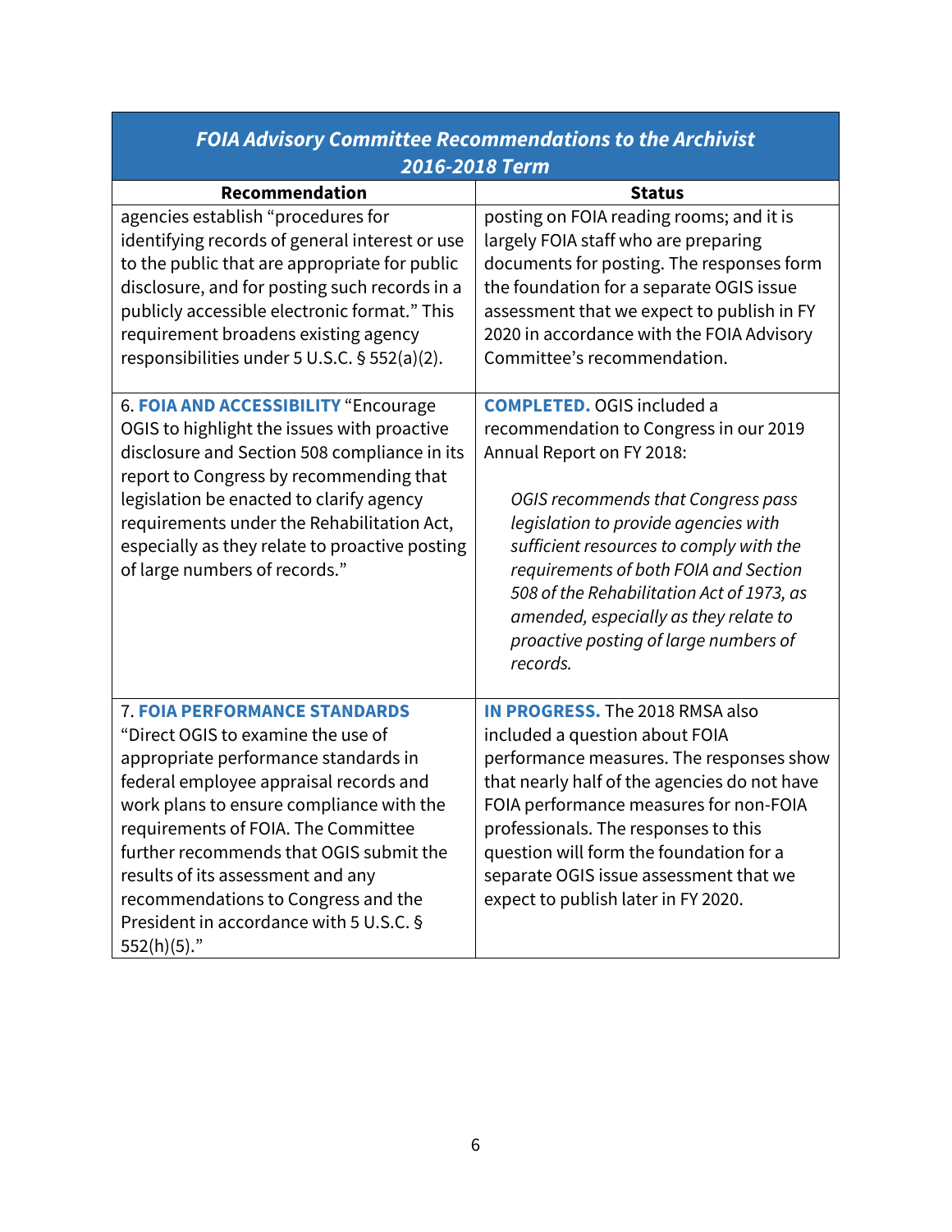| FOIA Advisory Committee Recommendations to the Archivist 2016-2018 Term | |
|---|---|
| **Recommendation** | **Status** |
| agencies establish “procedures for identifying records of general interest or use to the public that are appropriate for public disclosure, and for posting such records in a publicly accessible electronic format.” This requirement broadens existing agency responsibilities under 5 U.S.C. § 552(a)(2). | posting on FOIA reading rooms; and it is largely FOIA staff who are preparing documents for posting. The responses form the foundation for a separate OGIS issue assessment that we expect to publish in FY 2020 in accordance with the FOIA Advisory Committee’s recommendation. |
| 6. **FOIA AND ACCESSIBILITY** “Encourage OGIS to highlight the issues with proactive disclosure and Section 508 compliance in its report to Congress by recommending that legislation be enacted to clarify agency requirements under the Rehabilitation Act, especially as they relate to proactive posting of large numbers of records.” | **COMPLETED.** OGIS included a recommendation to Congress in our 2019 Annual Report on FY 2018: *OGIS recommends that Congress pass legislation to provide agencies with sufficient resources to comply with the requirements of both FOIA and Section 508 of the Rehabilitation Act of 1973, as amended, especially as they relate to proactive posting of large numbers of records.* |
| 7. **FOIA PERFORMANCE STANDARDS** “Direct OGIS to examine the use of appropriate performance standards in federal employee appraisal records and work plans to ensure compliance with the requirements of FOIA. The Committee further recommends that OGIS submit the results of its assessment and any recommendations to Congress and the President in accordance with 5 U.S.C. § 552(h)(5).” | **IN PROGRESS.** The 2018 RMSA also included a question about FOIA performance measures. The responses show that nearly half of the agencies do not have FOIA performance measures for non-FOIA professionals. The responses to this question will form the foundation for a separate OGIS issue assessment that we expect to publish later in FY 2020. |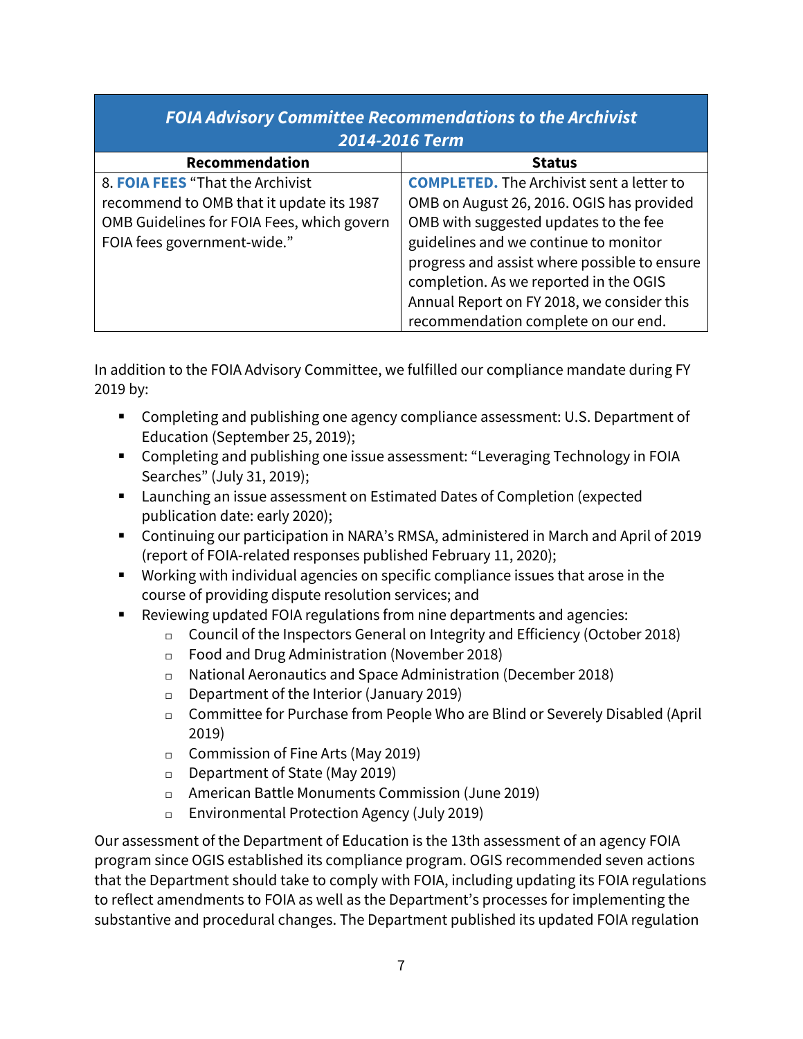| *FOIA Advisory Committee Recommendations to the Archivist 2014-2016 Term* | |
|---|---|
| **Recommendation** | **Status** |
| 8. **FOIA FEES** "That the Archivist recommend to OMB that it update its 1987 OMB Guidelines for FOIA Fees, which govern FOIA fees government-wide." | **COMPLETED.** The Archivist sent a letter to OMB on August 26, 2016. OGIS has provided OMB with suggested updates to the fee guidelines and we continue to monitor progress and assist where possible to ensure completion. As we reported in the OGIS Annual Report on FY 2018, we consider this recommendation complete on our end. |

In addition to the FOIA Advisory Committee, we fulfilled our compliance mandate during FY 2019 by:

- Completing and publishing one agency compliance assessment: U.S. Department of Education (September 25, 2019);
- Completing and publishing one issue assessment: "Leveraging Technology in FOIA Searches" (July 31, 2019);
- Launching an issue assessment on Estimated Dates of Completion (expected publication date: early 2020);
- Continuing our participation in NARA's RMSA, administered in March and April of 2019 (report of FOIA-related responses published February 11, 2020);
- Working with individual agencies on specific compliance issues that arose in the course of providing dispute resolution services; and
- Reviewing updated FOIA regulations from nine departments and agencies:
  - Council of the Inspectors General on Integrity and Efficiency (October 2018)
  - Food and Drug Administration (November 2018)
  - National Aeronautics and Space Administration (December 2018)
  - Department of the Interior (January 2019)
  - Committee for Purchase from People Who are Blind or Severely Disabled (April 2019)
  - Commission of Fine Arts (May 2019)
  - Department of State (May 2019)
  - American Battle Monuments Commission (June 2019)
  - Environmental Protection Agency (July 2019)

Our assessment of the Department of Education is the 13th assessment of an agency FOIA program since OGIS established its compliance program. OGIS recommended seven actions that the Department should take to comply with FOIA, including updating its FOIA regulations to reflect amendments to FOIA as well as the Department's processes for implementing the substantive and procedural changes. The Department published its updated FOIA regulation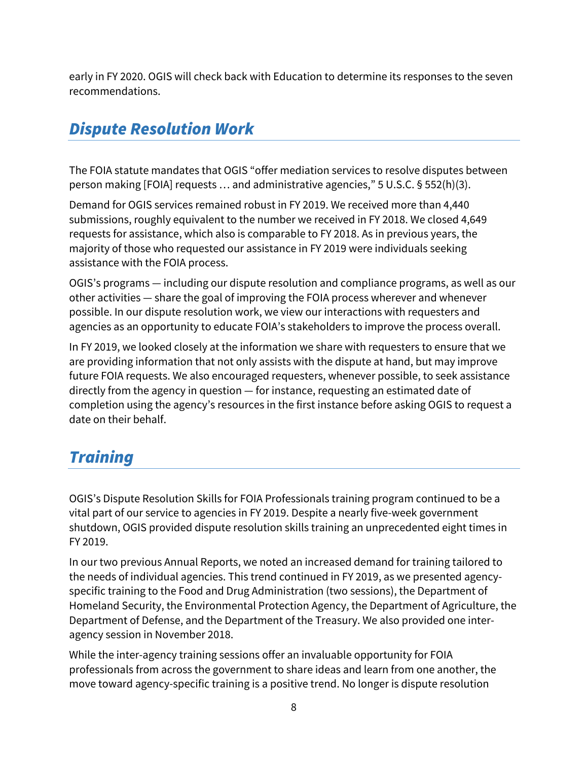early in FY 2020. OGIS will check back with Education to determine its responses to the seven recommendations.

## *Dispute Resolution Work*

The FOIA statute mandates that OGIS "offer mediation services to resolve disputes between person making [FOIA] requests … and administrative agencies," 5 U.S.C. § 552(h)(3).

Demand for OGIS services remained robust in FY 2019. We received more than 4,440 submissions, roughly equivalent to the number we received in FY 2018. We closed 4,649 requests for assistance, which also is comparable to FY 2018. As in previous years, the majority of those who requested our assistance in FY 2019 were individuals seeking assistance with the FOIA process.

OGIS's programs — including our dispute resolution and compliance programs, as well as our other activities — share the goal of improving the FOIA process wherever and whenever possible. In our dispute resolution work, we view our interactions with requesters and agencies as an opportunity to educate FOIA's stakeholders to improve the process overall.

In FY 2019, we looked closely at the information we share with requesters to ensure that we are providing information that not only assists with the dispute at hand, but may improve future FOIA requests. We also encouraged requesters, whenever possible, to seek assistance directly from the agency in question — for instance, requesting an estimated date of completion using the agency's resources in the first instance before asking OGIS to request a date on their behalf.

## *Training*

OGIS's Dispute Resolution Skills for FOIA Professionals training program continued to be a vital part of our service to agencies in FY 2019. Despite a nearly five-week government shutdown, OGIS provided dispute resolution skills training an unprecedented eight times in FY 2019.

In our two previous Annual Reports, we noted an increased demand for training tailored to the needs of individual agencies. This trend continued in FY 2019, as we presented agency-specific training to the Food and Drug Administration (two sessions), the Department of Homeland Security, the Environmental Protection Agency, the Department of Agriculture, the Department of Defense, and the Department of the Treasury. We also provided one inter-agency session in November 2018.

While the inter-agency training sessions offer an invaluable opportunity for FOIA professionals from across the government to share ideas and learn from one another, the move toward agency-specific training is a positive trend. No longer is dispute resolution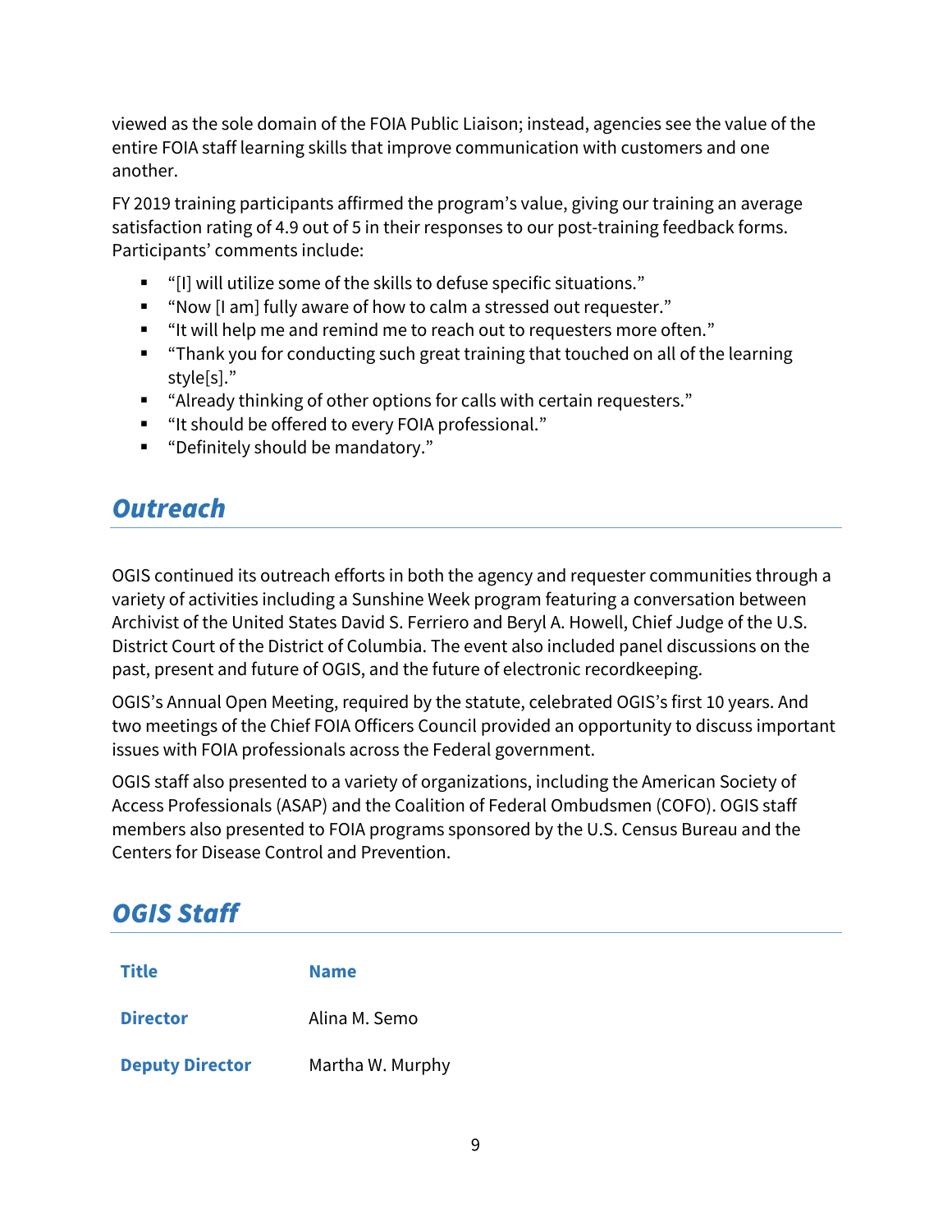viewed as the sole domain of the FOIA Public Liaison; instead, agencies see the value of the entire FOIA staff learning skills that improve communication with customers and one another.

FY 2019 training participants affirmed the program's value, giving our training an average satisfaction rating of 4.9 out of 5 in their responses to our post-training feedback forms. Participants' comments include:

- "[I] will utilize some of the skills to defuse specific situations."
- "Now [I am] fully aware of how to calm a stressed out requester."
- "It will help me and remind me to reach out to requesters more often."
- "Thank you for conducting such great training that touched on all of the learning style[s]."
- "Already thinking of other options for calls with certain requesters."
- "It should be offered to every FOIA professional."
- "Definitely should be mandatory."

## *Outreach*

OGIS continued its outreach efforts in both the agency and requester communities through a variety of activities including a Sunshine Week program featuring a conversation between Archivist of the United States David S. Ferriero and Beryl A. Howell, Chief Judge of the U.S. District Court of the District of Columbia. The event also included panel discussions on the past, present and future of OGIS, and the future of electronic recordkeeping.

OGIS's Annual Open Meeting, required by the statute, celebrated OGIS's first 10 years. And two meetings of the Chief FOIA Officers Council provided an opportunity to discuss important issues with FOIA professionals across the Federal government.

OGIS staff also presented to a variety of organizations, including the American Society of Access Professionals (ASAP) and the Coalition of Federal Ombudsmen (COFO). OGIS staff members also presented to FOIA programs sponsored by the U.S. Census Bureau and the Centers for Disease Control and Prevention.

## *OGIS Staff*

| Title | Name |
|---|---|
| **Director** | Alina M. Semo |
| **Deputy Director** | Martha W. Murphy |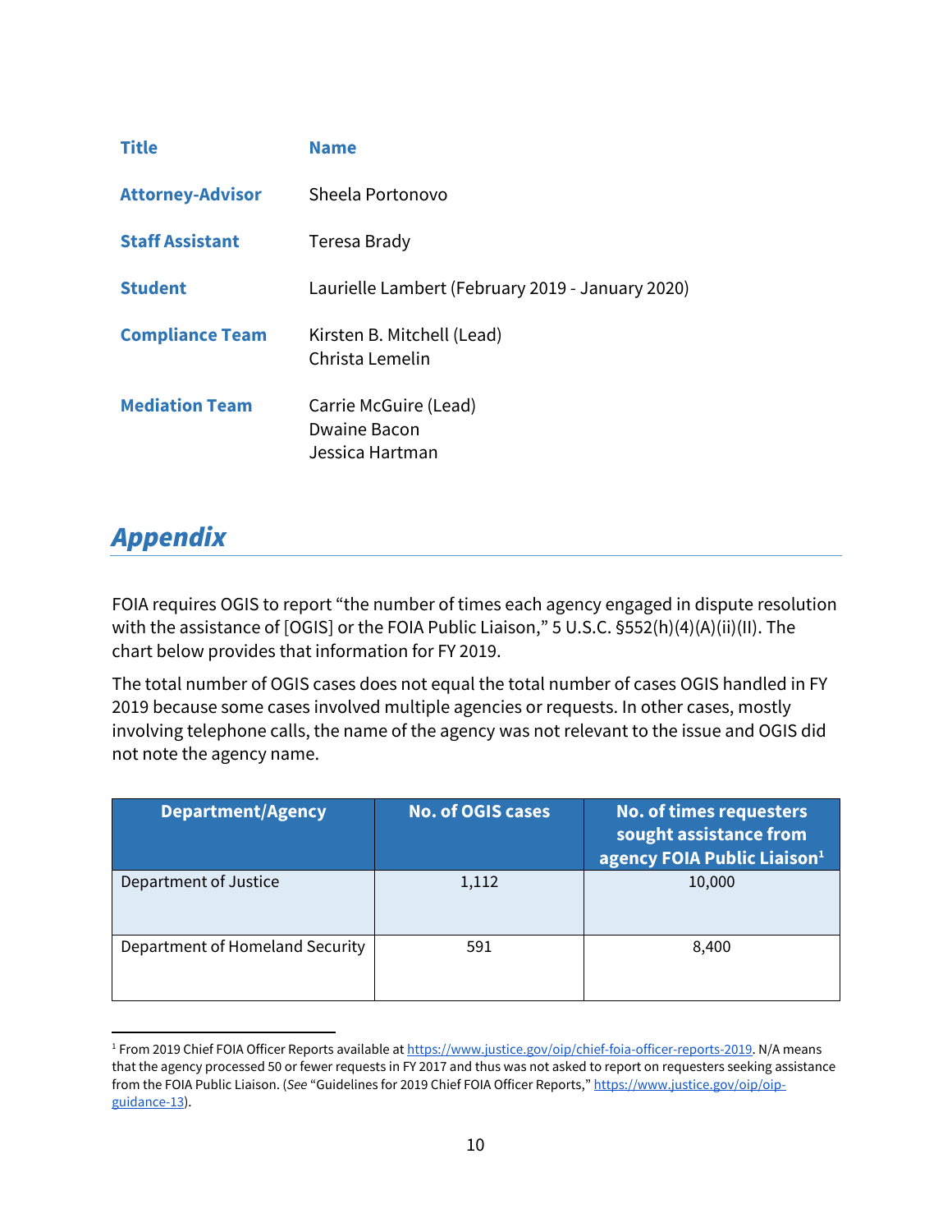| Title | Name |
|---|---|
| **Attorney-Advisor** | Sheela Portonovo |
| **Staff Assistant** | Teresa Brady |
| **Student** | Laurielle Lambert (February 2019 - January 2020) |
| **Compliance Team** | Kirsten B. Mitchell (Lead)<br>Christa Lemelin |
| **Mediation Team** | Carrie McGuire (Lead)<br>Dwaine Bacon<br>Jessica Hartman |

## *Appendix*

FOIA requires OGIS to report "the number of times each agency engaged in dispute resolution with the assistance of [OGIS] or the FOIA Public Liaison," 5 U.S.C. §552(h)(4)(A)(ii)(II). The chart below provides that information for FY 2019.

The total number of OGIS cases does not equal the total number of cases OGIS handled in FY 2019 because some cases involved multiple agencies or requests. In other cases, mostly involving telephone calls, the name of the agency was not relevant to the issue and OGIS did not note the agency name.

| Department/Agency | No. of OGIS cases | No. of times requesters sought assistance from agency FOIA Public Liaison[1] |
|---|---|---|
| Department of Justice | 1,112 | 10,000 |
| Department of Homeland Security | 591 | 8,400 |

[1] From 2019 Chief FOIA Officer Reports available at https://www.justice.gov/oip/chief-foia-officer-reports-2019. N/A means that the agency processed 50 or fewer requests in FY 2017 and thus was not asked to report on requesters seeking assistance from the FOIA Public Liaison. (*See* "Guidelines for 2019 Chief FOIA Officer Reports," https://www.justice.gov/oip/oip-guidance-13).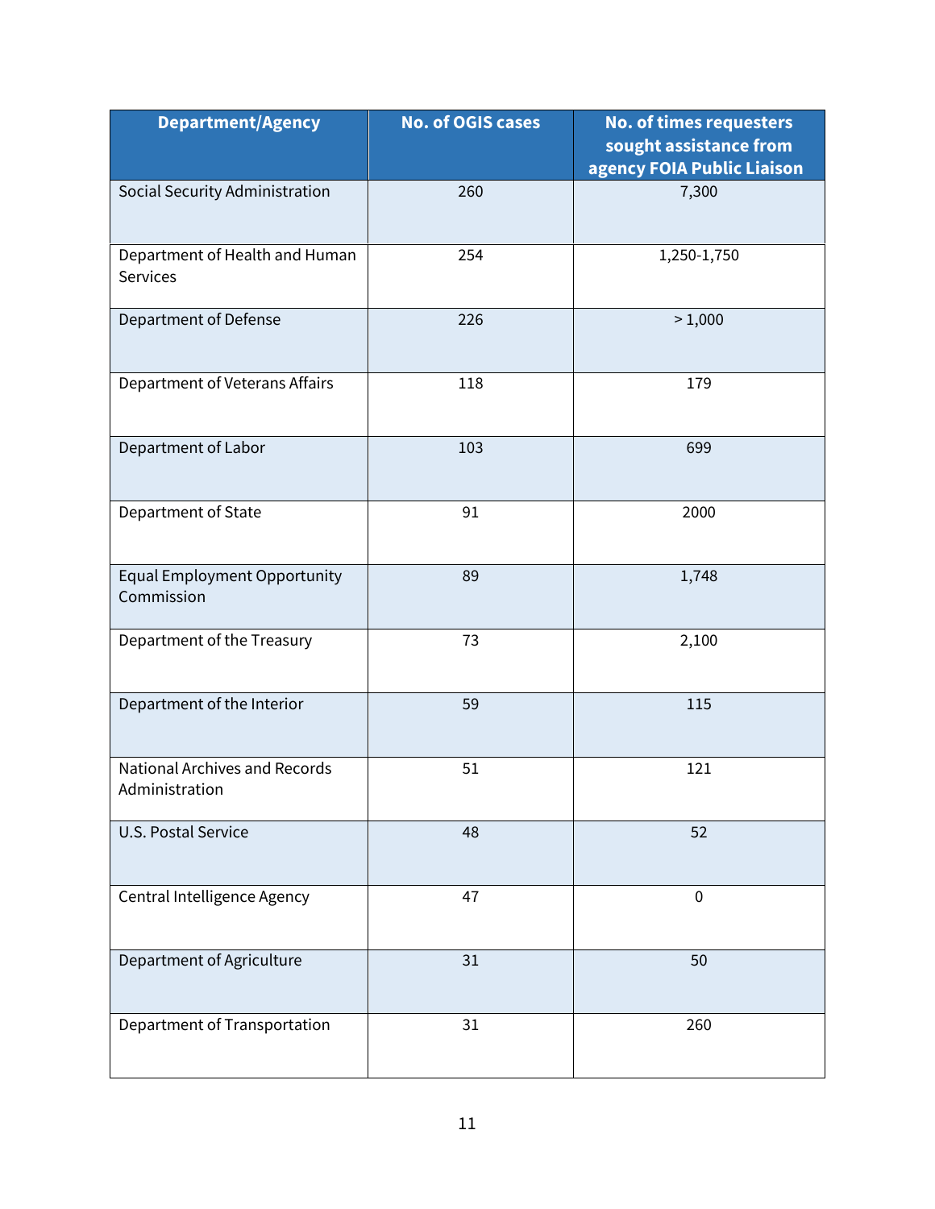| Department/Agency | No. of OGIS cases | No. of times requesters sought assistance from agency FOIA Public Liaison |
|---|---|---|
| Social Security Administration | 260 | 7,300 |
| Department of Health and Human Services | 254 | 1,250-1,750 |
| Department of Defense | 226 | > 1,000 |
| Department of Veterans Affairs | 118 | 179 |
| Department of Labor | 103 | 699 |
| Department of State | 91 | 2000 |
| Equal Employment Opportunity Commission | 89 | 1,748 |
| Department of the Treasury | 73 | 2,100 |
| Department of the Interior | 59 | 115 |
| National Archives and Records Administration | 51 | 121 |
| U.S. Postal Service | 48 | 52 |
| Central Intelligence Agency | 47 | 0 |
| Department of Agriculture | 31 | 50 |
| Department of Transportation | 31 | 260 |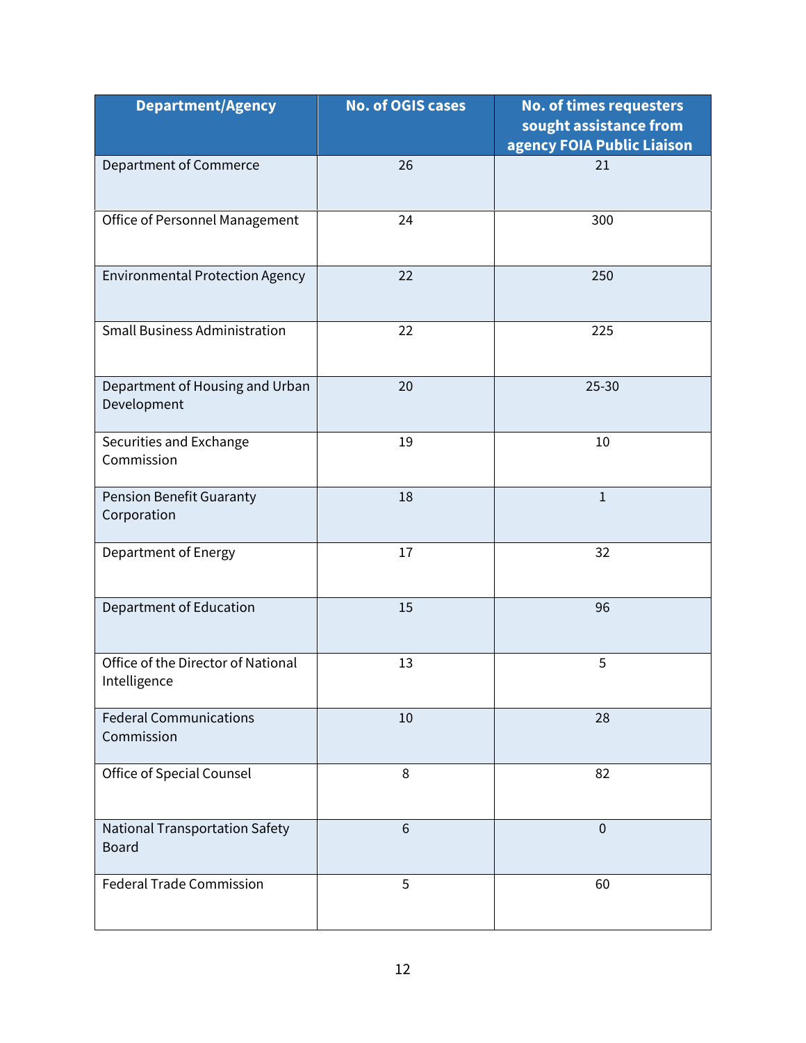| Department/Agency | No. of OGIS cases | No. of times requesters sought assistance from agency FOIA Public Liaison |
|---|---|---|
| Department of Commerce | 26 | 21 |
| Office of Personnel Management | 24 | 300 |
| Environmental Protection Agency | 22 | 250 |
| Small Business Administration | 22 | 225 |
| Department of Housing and Urban Development | 20 | 25-30 |
| Securities and Exchange Commission | 19 | 10 |
| Pension Benefit Guaranty Corporation | 18 | 1 |
| Department of Energy | 17 | 32 |
| Department of Education | 15 | 96 |
| Office of the Director of National Intelligence | 13 | 5 |
| Federal Communications Commission | 10 | 28 |
| Office of Special Counsel | 8 | 82 |
| National Transportation Safety Board | 6 | 0 |
| Federal Trade Commission | 5 | 60 |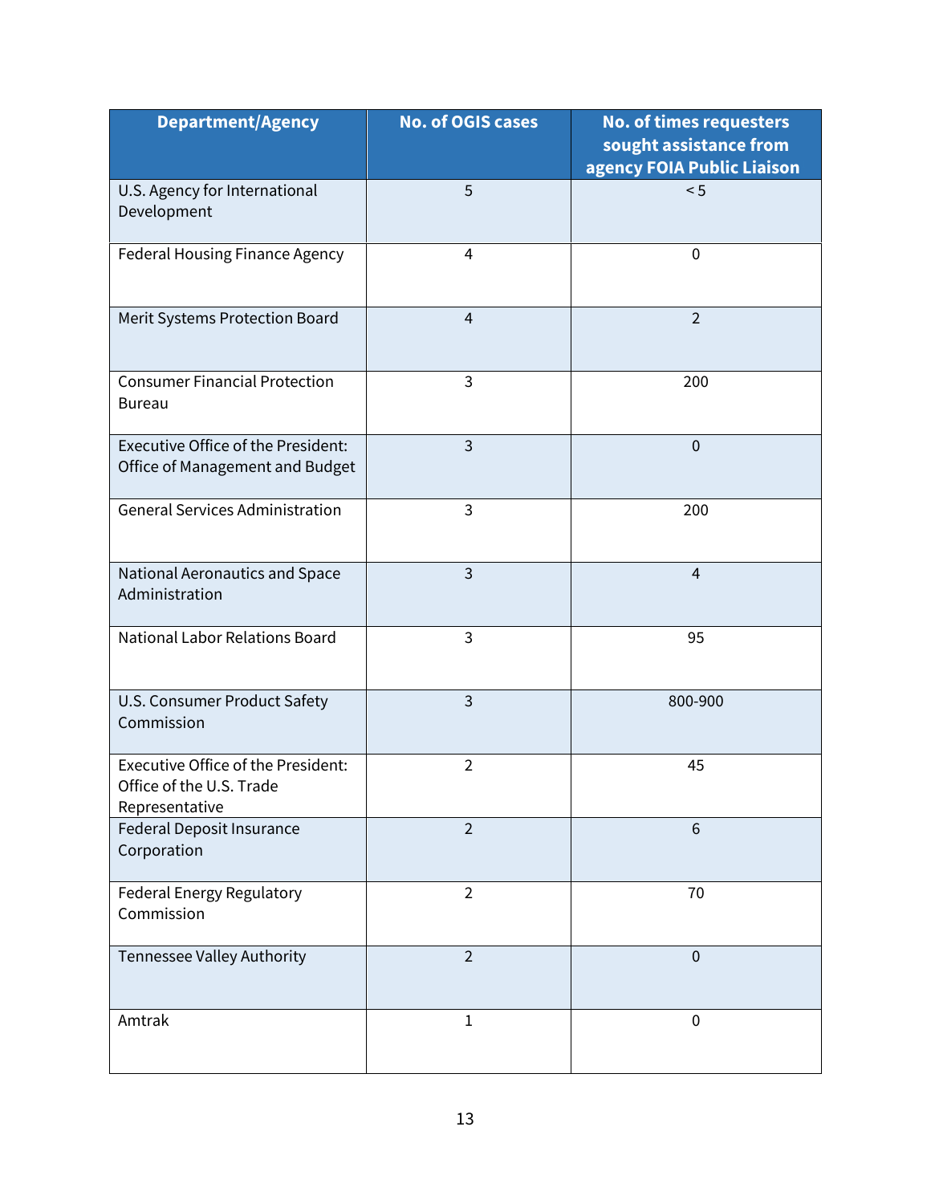| Department/Agency | No. of OGIS cases | No. of times requesters sought assistance from agency FOIA Public Liaison |
|---|---|---|
| U.S. Agency for International Development | 5 | < 5 |
| Federal Housing Finance Agency | 4 | 0 |
| Merit Systems Protection Board | 4 | 2 |
| Consumer Financial Protection Bureau | 3 | 200 |
| Executive Office of the President: Office of Management and Budget | 3 | 0 |
| General Services Administration | 3 | 200 |
| National Aeronautics and Space Administration | 3 | 4 |
| National Labor Relations Board | 3 | 95 |
| U.S. Consumer Product Safety Commission | 3 | 800-900 |
| Executive Office of the President: Office of the U.S. Trade Representative | 2 | 45 |
| Federal Deposit Insurance Corporation | 2 | 6 |
| Federal Energy Regulatory Commission | 2 | 70 |
| Tennessee Valley Authority | 2 | 0 |
| Amtrak | 1 | 0 |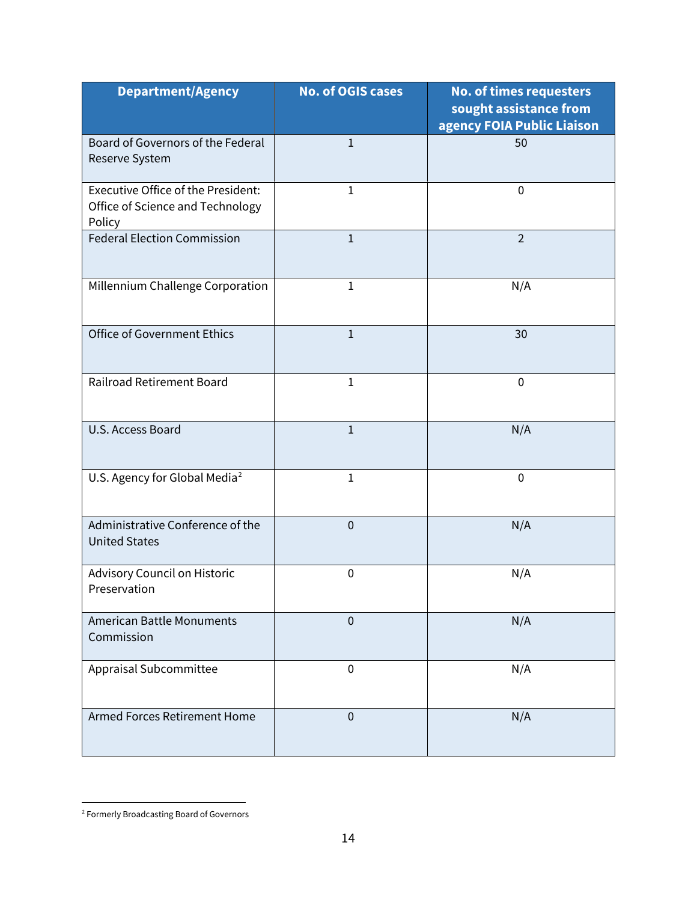| Department/Agency | No. of OGIS cases | No. of times requesters sought assistance from agency FOIA Public Liaison |
|---|---|---|
| Board of Governors of the Federal Reserve System | 1 | 50 |
| Executive Office of the President: Office of Science and Technology Policy | 1 | 0 |
| Federal Election Commission | 1 | 2 |
| Millennium Challenge Corporation | 1 | N/A |
| Office of Government Ethics | 1 | 30 |
| Railroad Retirement Board | 1 | 0 |
| U.S. Access Board | 1 | N/A |
| U.S. Agency for Global Media[2] | 1 | 0 |
| Administrative Conference of the United States | 0 | N/A |
| Advisory Council on Historic Preservation | 0 | N/A |
| American Battle Monuments Commission | 0 | N/A |
| Appraisal Subcommittee | 0 | N/A |
| Armed Forces Retirement Home | 0 | N/A |

[2] Formerly Broadcasting Board of Governors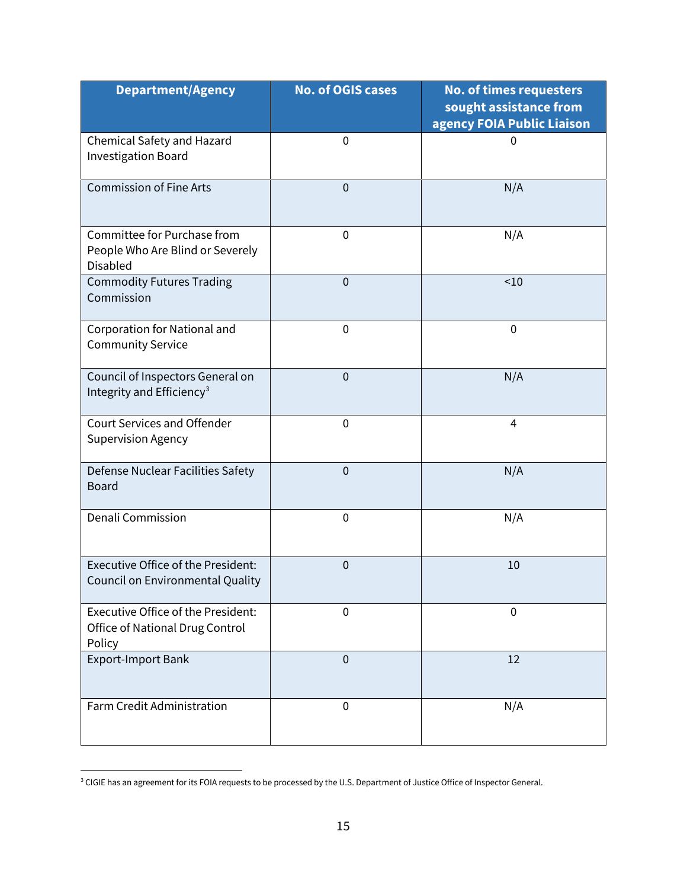| Department/Agency | No. of OGIS cases | No. of times requesters sought assistance from agency FOIA Public Liaison |
|---|---|---|
| Chemical Safety and Hazard Investigation Board | 0 | 0 |
| Commission of Fine Arts | 0 | N/A |
| Committee for Purchase from People Who Are Blind or Severely Disabled | 0 | N/A |
| Commodity Futures Trading Commission | 0 | <10 |
| Corporation for National and Community Service | 0 | 0 |
| Council of Inspectors General on Integrity and Efficiency[3] | 0 | N/A |
| Court Services and Offender Supervision Agency | 0 | 4 |
| Defense Nuclear Facilities Safety Board | 0 | N/A |
| Denali Commission | 0 | N/A |
| Executive Office of the President: Council on Environmental Quality | 0 | 10 |
| Executive Office of the President: Office of National Drug Control Policy | 0 | 0 |
| Export-Import Bank | 0 | 12 |
| Farm Credit Administration | 0 | N/A |

[3] CIGIE has an agreement for its FOIA requests to be processed by the U.S. Department of Justice Office of Inspector General.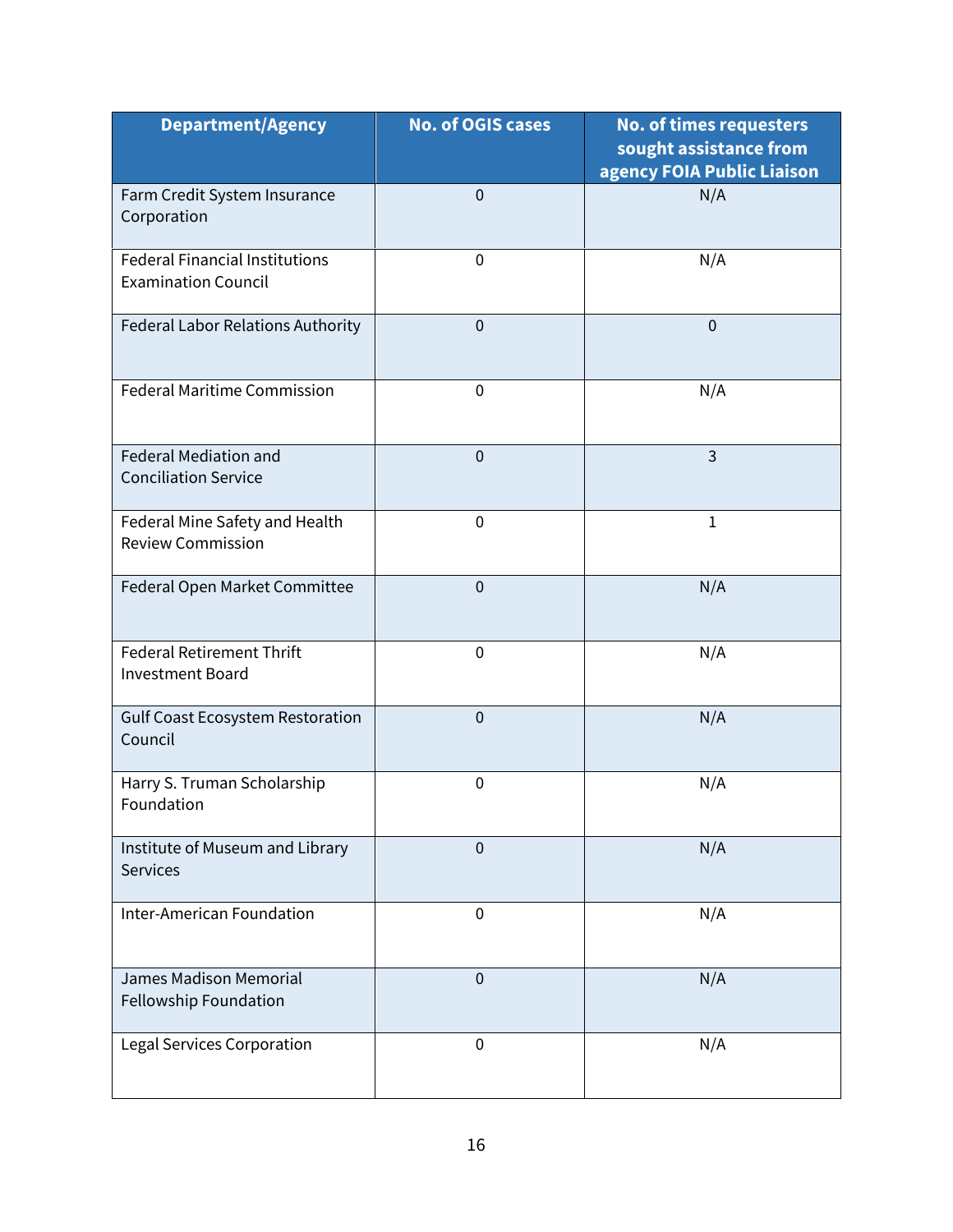| Department/Agency | No. of OGIS cases | No. of times requesters sought assistance from agency FOIA Public Liaison |
|---|---|---|
| Farm Credit System Insurance Corporation | 0 | N/A |
| Federal Financial Institutions Examination Council | 0 | N/A |
| Federal Labor Relations Authority | 0 | 0 |
| Federal Maritime Commission | 0 | N/A |
| Federal Mediation and Conciliation Service | 0 | 3 |
| Federal Mine Safety and Health Review Commission | 0 | 1 |
| Federal Open Market Committee | 0 | N/A |
| Federal Retirement Thrift Investment Board | 0 | N/A |
| Gulf Coast Ecosystem Restoration Council | 0 | N/A |
| Harry S. Truman Scholarship Foundation | 0 | N/A |
| Institute of Museum and Library Services | 0 | N/A |
| Inter-American Foundation | 0 | N/A |
| James Madison Memorial Fellowship Foundation | 0 | N/A |
| Legal Services Corporation | 0 | N/A |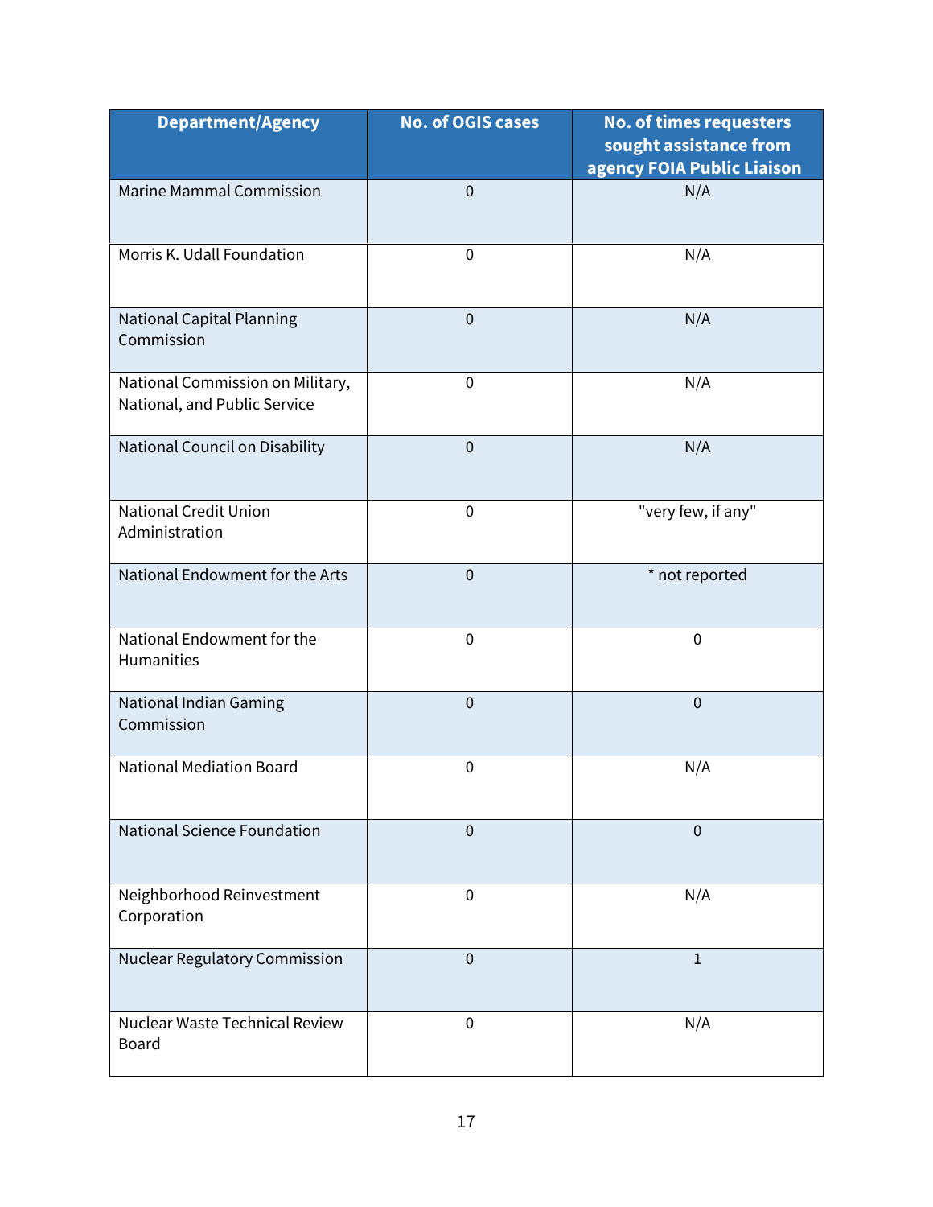| Department/Agency | No. of OGIS cases | No. of times requesters sought assistance from agency FOIA Public Liaison |
|---|---|---|
| Marine Mammal Commission | 0 | N/A |
| Morris K. Udall Foundation | 0 | N/A |
| National Capital Planning Commission | 0 | N/A |
| National Commission on Military, National, and Public Service | 0 | N/A |
| National Council on Disability | 0 | N/A |
| National Credit Union Administration | 0 | "very few, if any" |
| National Endowment for the Arts | 0 | * not reported |
| National Endowment for the Humanities | 0 | 0 |
| National Indian Gaming Commission | 0 | 0 |
| National Mediation Board | 0 | N/A |
| National Science Foundation | 0 | 0 |
| Neighborhood Reinvestment Corporation | 0 | N/A |
| Nuclear Regulatory Commission | 0 | 1 |
| Nuclear Waste Technical Review Board | 0 | N/A |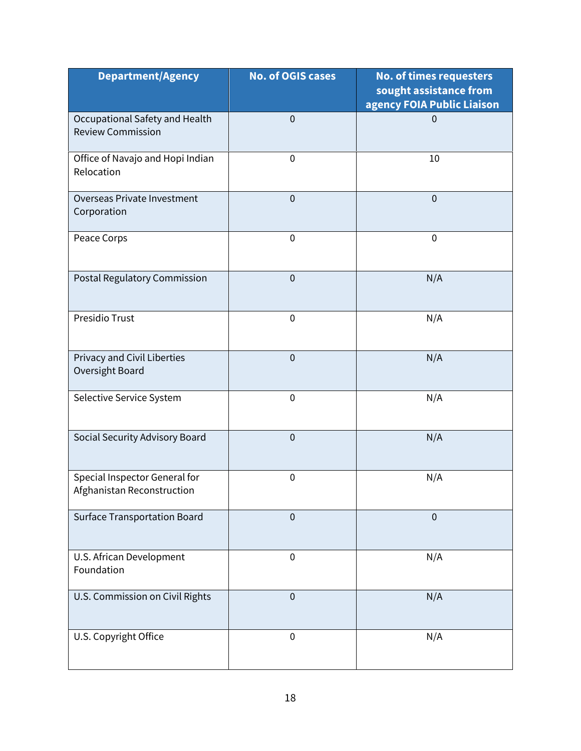| Department/Agency | No. of OGIS cases | No. of times requesters sought assistance from agency FOIA Public Liaison |
|---|---|---|
| Occupational Safety and Health Review Commission | 0 | 0 |
| Office of Navajo and Hopi Indian Relocation | 0 | 10 |
| Overseas Private Investment Corporation | 0 | 0 |
| Peace Corps | 0 | 0 |
| Postal Regulatory Commission | 0 | N/A |
| Presidio Trust | 0 | N/A |
| Privacy and Civil Liberties Oversight Board | 0 | N/A |
| Selective Service System | 0 | N/A |
| Social Security Advisory Board | 0 | N/A |
| Special Inspector General for Afghanistan Reconstruction | 0 | N/A |
| Surface Transportation Board | 0 | 0 |
| U.S. African Development Foundation | 0 | N/A |
| U.S. Commission on Civil Rights | 0 | N/A |
| U.S. Copyright Office | 0 | N/A |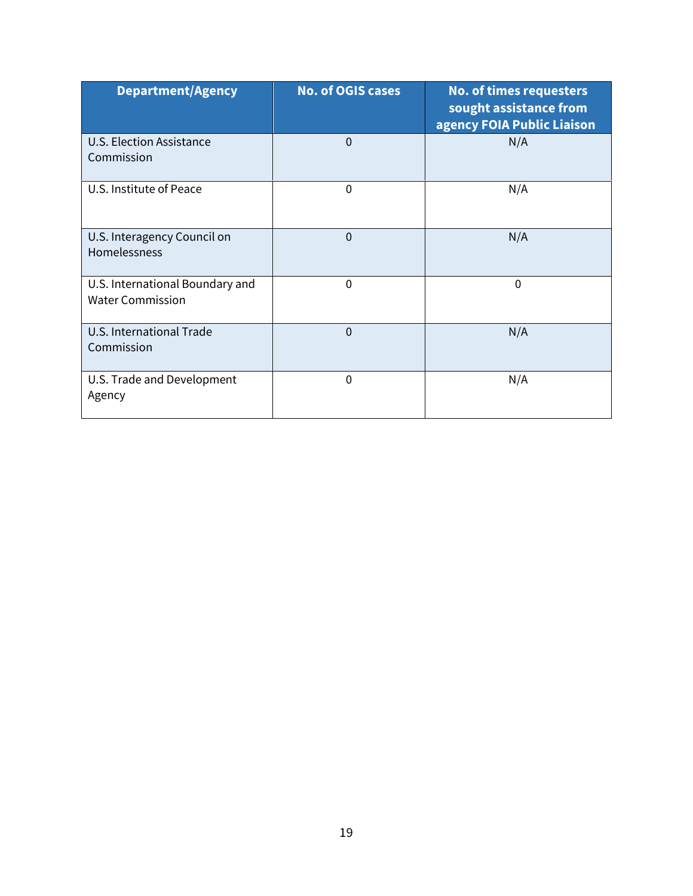| Department/Agency | No. of OGIS cases | No. of times requesters sought assistance from agency FOIA Public Liaison |
|---|---|---|
| U.S. Election Assistance Commission | 0 | N/A |
| U.S. Institute of Peace | 0 | N/A |
| U.S. Interagency Council on Homelessness | 0 | N/A |
| U.S. International Boundary and Water Commission | 0 | 0 |
| U.S. International Trade Commission | 0 | N/A |
| U.S. Trade and Development Agency | 0 | N/A |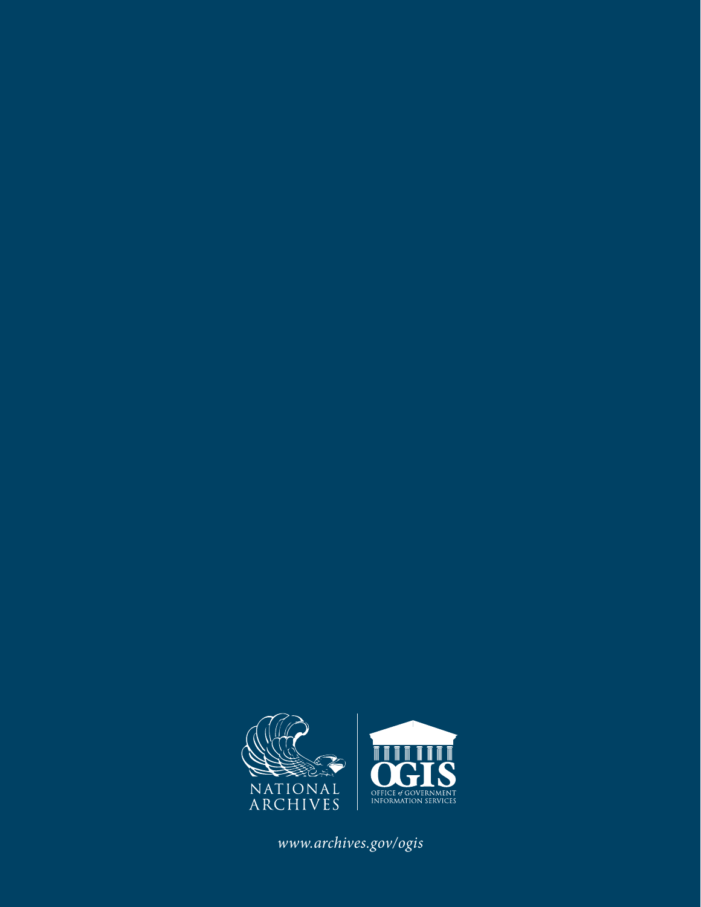NATIONAL ARCHIVES

OGIS

OFFICE *of* GOVERNMENT INFORMATION SERVICES

*www.archives.gov/ogis*